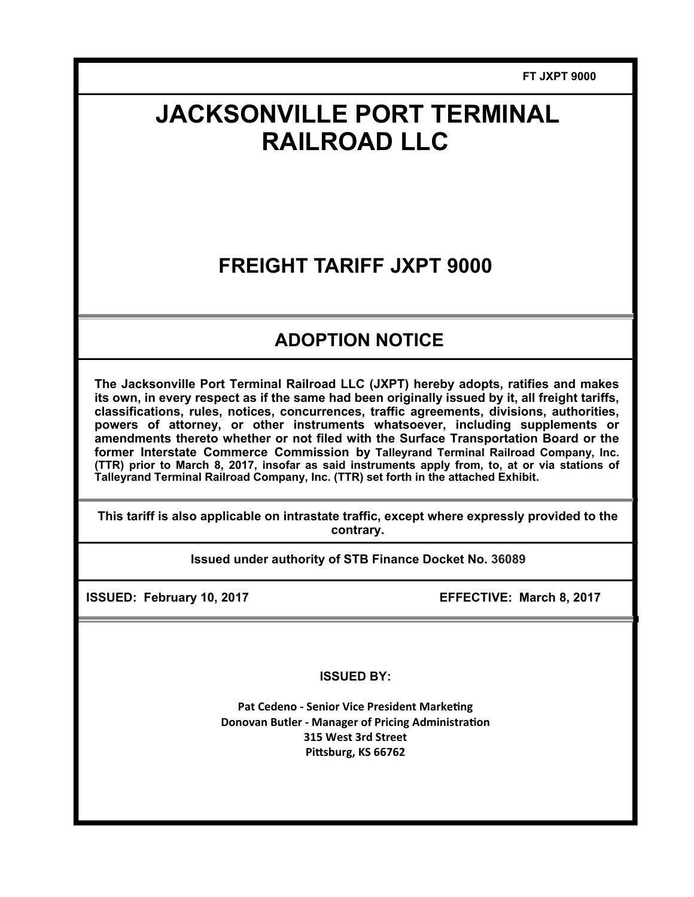FT JXPT 9000

# JACKSONVILLE PORT TERMINAL RAILROAD LLC

## FREIGHT TARIFF JXPT 9000

## ADOPTION NOTICE

**The Jacksonville Port Terminal Railroad LLC (JXPT) hereby adopts, ratifies and makes its own, in every respect as if the same had been originally issued by it, all freight tariffs, classifications, rules, notices, concurrences, traffic agreements, divisions, authorities, powers of attorney, or other instruments whatsoever, including supplements or amendments thereto whether or not filed with the Surface Transportation Board or the former Interstate Commerce Commission by Talleyrand Terminal Railroad Company, Inc. (TTR) prior to March 8, 2017, insofar as said instruments apply from, to, at or via stations of Talleyrand Terminal Railroad Company, Inc. (TTR) set forth in the attached Exhibit.**

**This tariff is also applicable on intrastate traffic, except where expressly provided to the contrary.**

**Issued under authority of STB Finance Docket No. 36089**

**ISSUED: February 10, 2017** **EFFECTIVE: March 8, 2017**

**ISSUED BY:**

**Pat Cedeno - Senior Vice President Marketing**
**Donovan Butler - Manager of Pricing Administration**
**315 West 3rd Street**
**Pittsburg, KS 66762**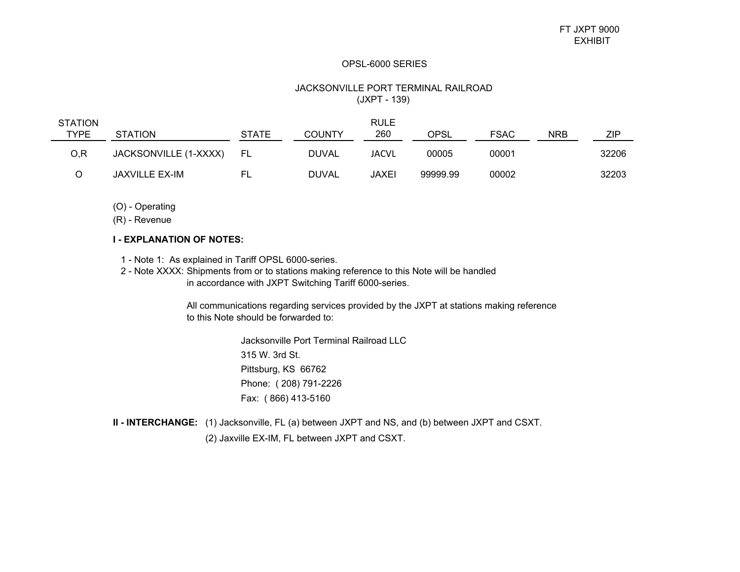FT JXPT 9000
EXHIBIT

OPSL-6000 SERIES

JACKSONVILLE PORT TERMINAL RAILROAD
(JXPT - 139)

| STATION TYPE | STATION | STATE | COUNTY | RULE 260 | OPSL | FSAC | NRB | ZIP |
|---|---|---|---|---|---|---|---|---|
| O,R | JACKSONVILLE (1-XXXX) | FL | DUVAL | JACVL | 00005 | 00001 | | 32206 |
| O | JAXVILLE EX-IM | FL | DUVAL | JAXEI | 99999.99 | 00002 | | 32203 |

(O) - Operating
(R) - Revenue

**I - EXPLANATION OF NOTES:**

1 - Note 1: As explained in Tariff OPSL 6000-series.
2 - Note XXXX: Shipments from or to stations making reference to this Note will be handled in accordance with JXPT Switching Tariff 6000-series.

All communications regarding services provided by the JXPT at stations making reference to this Note should be forwarded to:

Jacksonville Port Terminal Railroad LLC
315 W. 3rd St.
Pittsburg, KS 66762
Phone: ( 208) 791-2226
Fax: ( 866) 413-5160

**II - INTERCHANGE:** (1) Jacksonville, FL (a) between JXPT and NS, and (b) between JXPT and CSXT.
(2) Jaxville EX-IM, FL between JXPT and CSXT.